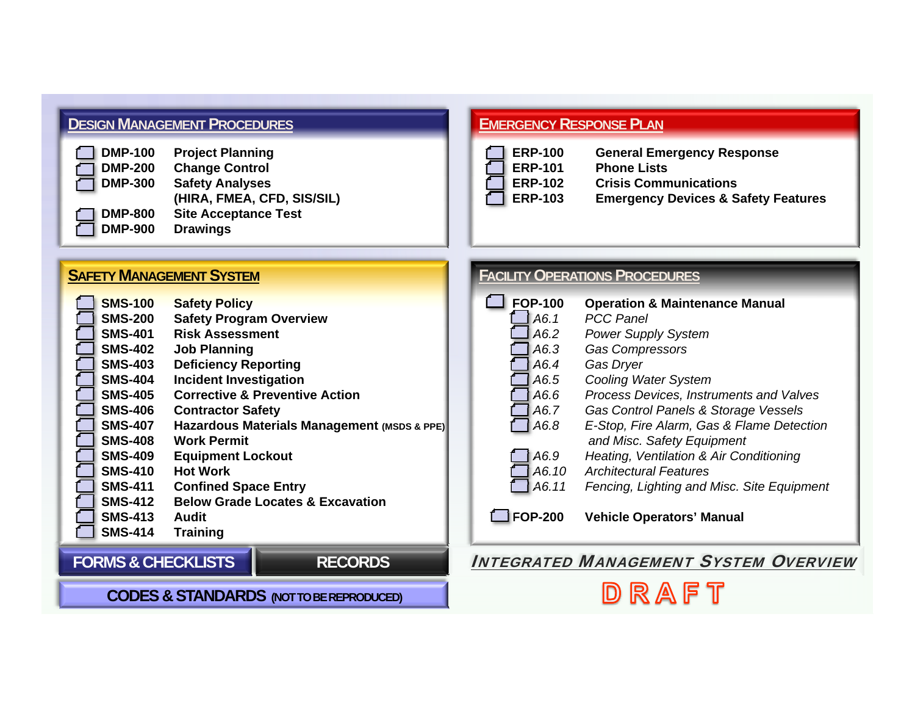# Integrated Management System Overview

**DRAFT**

## Design Management Procedures

| | |
|---|---|
| **DMP-100** | **Project Planning** |
| **DMP-200** | **Change Control** |
| **DMP-300** | **Safety Analyses (HIRA, FMEA, CFD, SIS/SIL)** |
| **DMP-800** | **Site Acceptance Test** |
| **DMP-900** | **Drawings** |

## Emergency Response Plan

| | |
|---|---|
| **ERP-100** | **General Emergency Response** |
| **ERP-101** | **Phone Lists** |
| **ERP-102** | **Crisis Communications** |
| **ERP-103** | **Emergency Devices & Safety Features** |

## Safety Management System

| | |
|---|---|
| **SMS-100** | **Safety Policy** |
| **SMS-200** | **Safety Program Overview** |
| **SMS-401** | **Risk Assessment** |
| **SMS-402** | **Job Planning** |
| **SMS-403** | **Deficiency Reporting** |
| **SMS-404** | **Incident Investigation** |
| **SMS-405** | **Corrective & Preventive Action** |
| **SMS-406** | **Contractor Safety** |
| **SMS-407** | **Hazardous Materials Management (MSDS & PPE)** |
| **SMS-408** | **Work Permit** |
| **SMS-409** | **Equipment Lockout** |
| **SMS-410** | **Hot Work** |
| **SMS-411** | **Confined Space Entry** |
| **SMS-412** | **Below Grade Locates & Excavation** |
| **SMS-413** | **Audit** |
| **SMS-414** | **Training** |

## Facility Operations Procedures

| | |
|---|---|
| **FOP-100** | **Operation & Maintenance Manual** |
| *A6.1* | *PCC Panel* |
| *A6.2* | *Power Supply System* |
| *A6.3* | *Gas Compressors* |
| *A6.4* | *Gas Dryer* |
| *A6.5* | *Cooling Water System* |
| *A6.6* | *Process Devices, Instruments and Valves* |
| *A6.7* | *Gas Control Panels & Storage Vessels* |
| *A6.8* | *E-Stop, Fire Alarm, Gas & Flame Detection and Misc. Safety Equipment* |
| *A6.9* | *Heating, Ventilation & Air Conditioning* |
| *A6.10* | *Architectural Features* |
| *A6.11* | *Fencing, Lighting and Misc. Site Equipment* |
| **FOP-200** | **Vehicle Operators' Manual** |

**FORMS & CHECKLISTS**

**RECORDS**

**CODES & STANDARDS** (NOT TO BE REPRODUCED)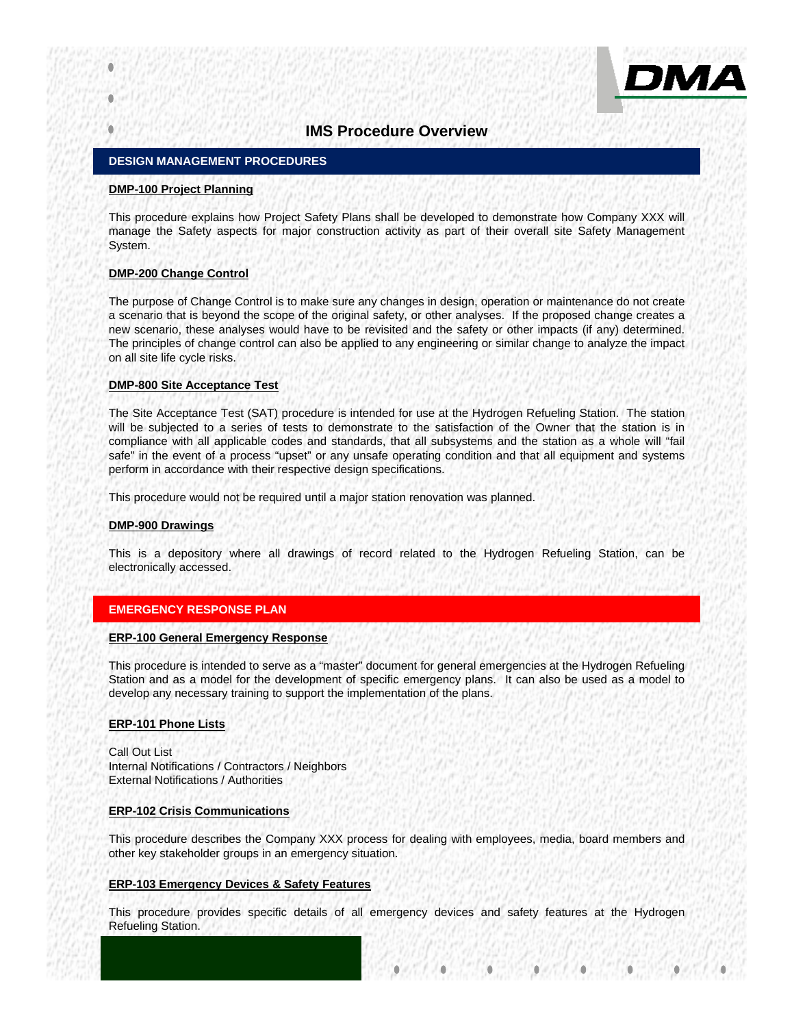# IMS Procedure Overview

## DESIGN MANAGEMENT PROCEDURES

### DMP-100 Project Planning

This procedure explains how Project Safety Plans shall be developed to demonstrate how Company XXX will manage the Safety aspects for major construction activity as part of their overall site Safety Management System.

### DMP-200 Change Control

The purpose of Change Control is to make sure any changes in design, operation or maintenance do not create a scenario that is beyond the scope of the original safety, or other analyses. If the proposed change creates a new scenario, these analyses would have to be revisited and the safety or other impacts (if any) determined. The principles of change control can also be applied to any engineering or similar change to analyze the impact on all site life cycle risks.

### DMP-800 Site Acceptance Test

The Site Acceptance Test (SAT) procedure is intended for use at the Hydrogen Refueling Station. The station will be subjected to a series of tests to demonstrate to the satisfaction of the Owner that the station is in compliance with all applicable codes and standards, that all subsystems and the station as a whole will "fail safe" in the event of a process "upset" or any unsafe operating condition and that all equipment and systems perform in accordance with their respective design specifications.

This procedure would not be required until a major station renovation was planned.

### DMP-900 Drawings

This is a depository where all drawings of record related to the Hydrogen Refueling Station, can be electronically accessed.

## EMERGENCY RESPONSE PLAN

### ERP-100 General Emergency Response

This procedure is intended to serve as a "master" document for general emergencies at the Hydrogen Refueling Station and as a model for the development of specific emergency plans. It can also be used as a model to develop any necessary training to support the implementation of the plans.

### ERP-101 Phone Lists

Call Out List
Internal Notifications / Contractors / Neighbors
External Notifications / Authorities

### ERP-102 Crisis Communications

This procedure describes the Company XXX process for dealing with employees, media, board members and other key stakeholder groups in an emergency situation.

### ERP-103 Emergency Devices & Safety Features

This procedure provides specific details of all emergency devices and safety features at the Hydrogen Refueling Station.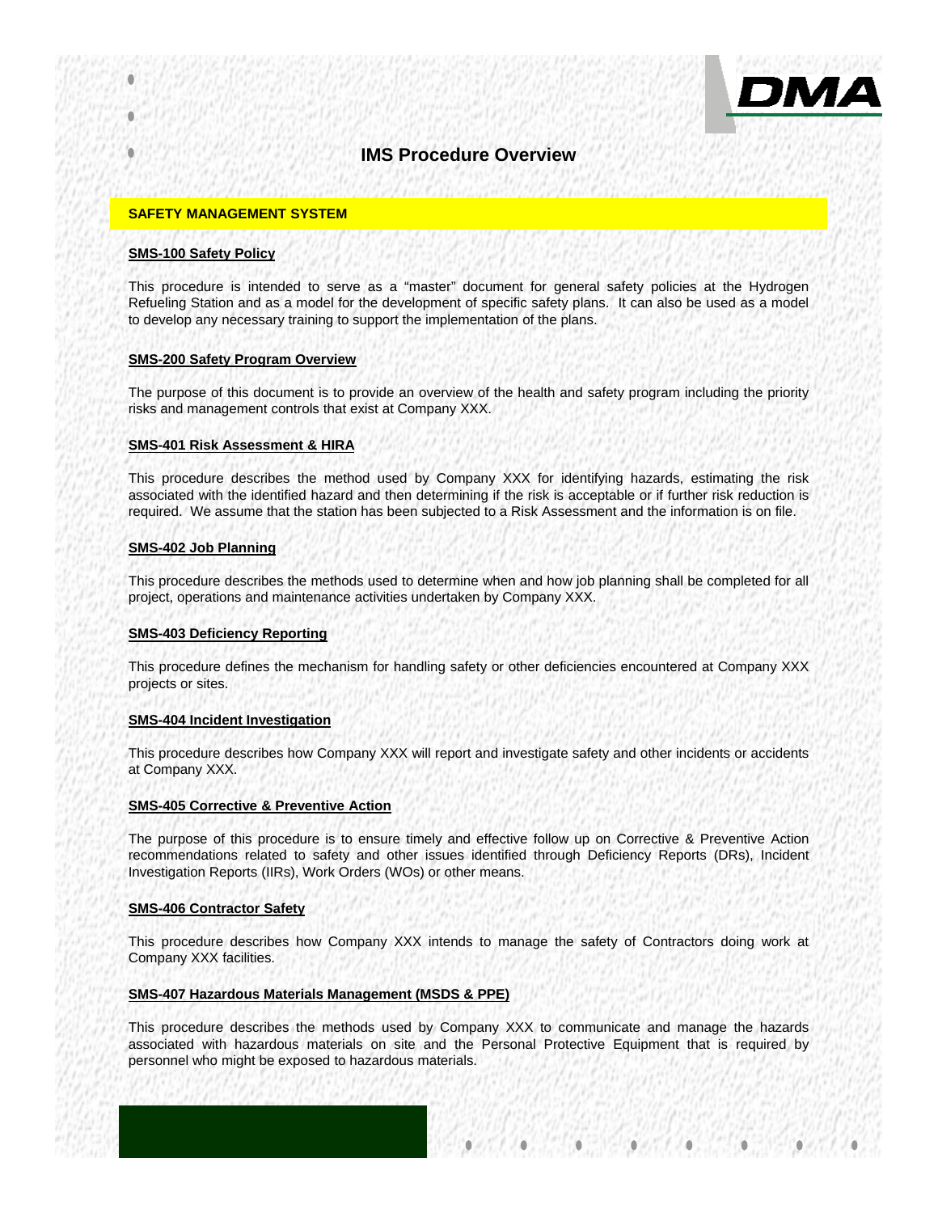# IMS Procedure Overview

## SAFETY MANAGEMENT SYSTEM

### SMS-100 Safety Policy

This procedure is intended to serve as a "master" document for general safety policies at the Hydrogen Refueling Station and as a model for the development of specific safety plans. It can also be used as a model to develop any necessary training to support the implementation of the plans.

### SMS-200 Safety Program Overview

The purpose of this document is to provide an overview of the health and safety program including the priority risks and management controls that exist at Company XXX.

### SMS-401 Risk Assessment & HIRA

This procedure describes the method used by Company XXX for identifying hazards, estimating the risk associated with the identified hazard and then determining if the risk is acceptable or if further risk reduction is required. We assume that the station has been subjected to a Risk Assessment and the information is on file.

### SMS-402 Job Planning

This procedure describes the methods used to determine when and how job planning shall be completed for all project, operations and maintenance activities undertaken by Company XXX.

### SMS-403 Deficiency Reporting

This procedure defines the mechanism for handling safety or other deficiencies encountered at Company XXX projects or sites.

### SMS-404 Incident Investigation

This procedure describes how Company XXX will report and investigate safety and other incidents or accidents at Company XXX.

### SMS-405 Corrective & Preventive Action

The purpose of this procedure is to ensure timely and effective follow up on Corrective & Preventive Action recommendations related to safety and other issues identified through Deficiency Reports (DRs), Incident Investigation Reports (IIRs), Work Orders (WOs) or other means.

### SMS-406 Contractor Safety

This procedure describes how Company XXX intends to manage the safety of Contractors doing work at Company XXX facilities.

### SMS-407 Hazardous Materials Management (MSDS & PPE)

This procedure describes the methods used by Company XXX to communicate and manage the hazards associated with hazardous materials on site and the Personal Protective Equipment that is required by personnel who might be exposed to hazardous materials.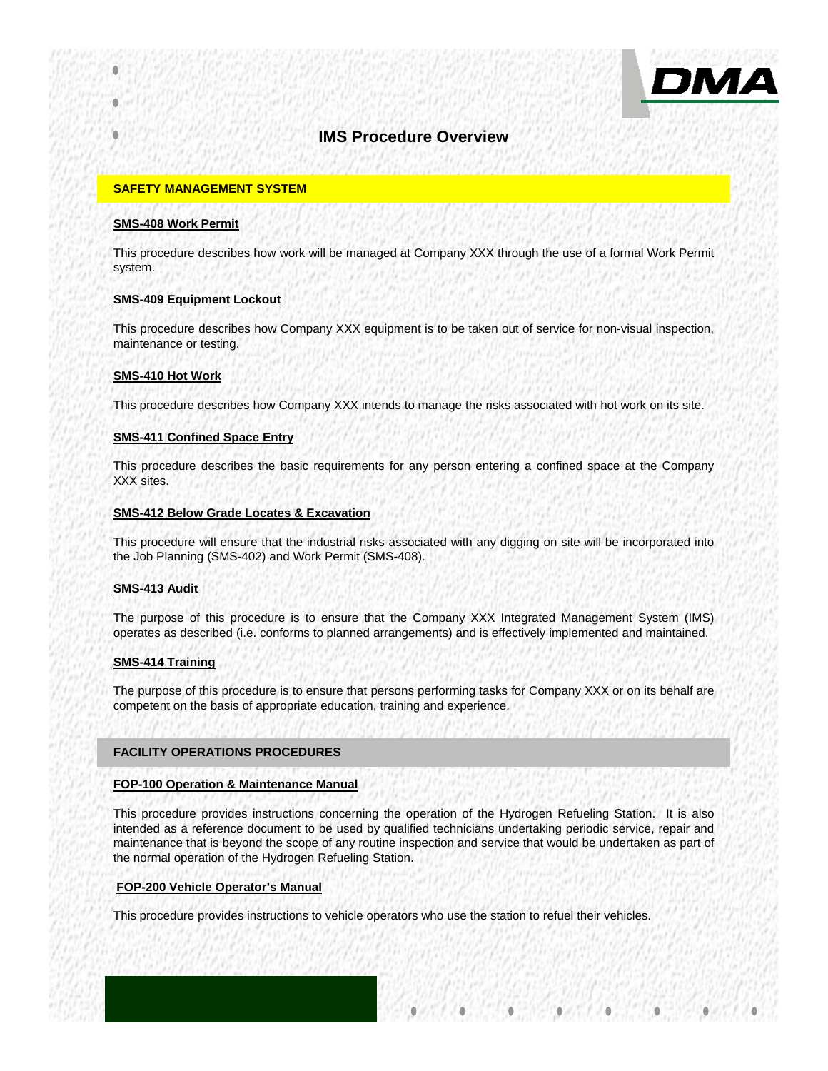DMA

# IMS Procedure Overview

## SAFETY MANAGEMENT SYSTEM

**SMS-408 Work Permit**

This procedure describes how work will be managed at Company XXX through the use of a formal Work Permit system.

**SMS-409 Equipment Lockout**

This procedure describes how Company XXX equipment is to be taken out of service for non-visual inspection, maintenance or testing.

**SMS-410 Hot Work**

This procedure describes how Company XXX intends to manage the risks associated with hot work on its site.

**SMS-411 Confined Space Entry**

This procedure describes the basic requirements for any person entering a confined space at the Company XXX sites.

**SMS-412 Below Grade Locates & Excavation**

This procedure will ensure that the industrial risks associated with any digging on site will be incorporated into the Job Planning (SMS-402) and Work Permit (SMS-408).

**SMS-413 Audit**

The purpose of this procedure is to ensure that the Company XXX Integrated Management System (IMS) operates as described (i.e. conforms to planned arrangements) and is effectively implemented and maintained.

**SMS-414 Training**

The purpose of this procedure is to ensure that persons performing tasks for Company XXX or on its behalf are competent on the basis of appropriate education, training and experience.

## FACILITY OPERATIONS PROCEDURES

**FOP-100 Operation & Maintenance Manual**

This procedure provides instructions concerning the operation of the Hydrogen Refueling Station. It is also intended as a reference document to be used by qualified technicians undertaking periodic service, repair and maintenance that is beyond the scope of any routine inspection and service that would be undertaken as part of the normal operation of the Hydrogen Refueling Station.

**FOP-200 Vehicle Operator's Manual**

This procedure provides instructions to vehicle operators who use the station to refuel their vehicles.